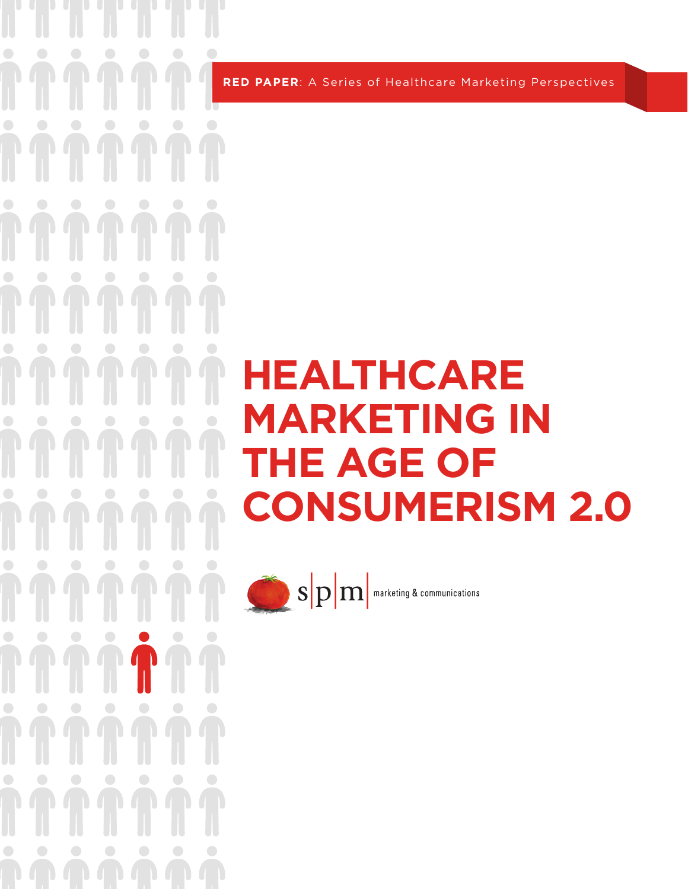**RED PAPER**: A Series of Healthcare Marketing Perspectives

# HEALTHCARE MARKETING IN THE AGE OF CONSUMERISM 2.0

s|p|m marketing & communications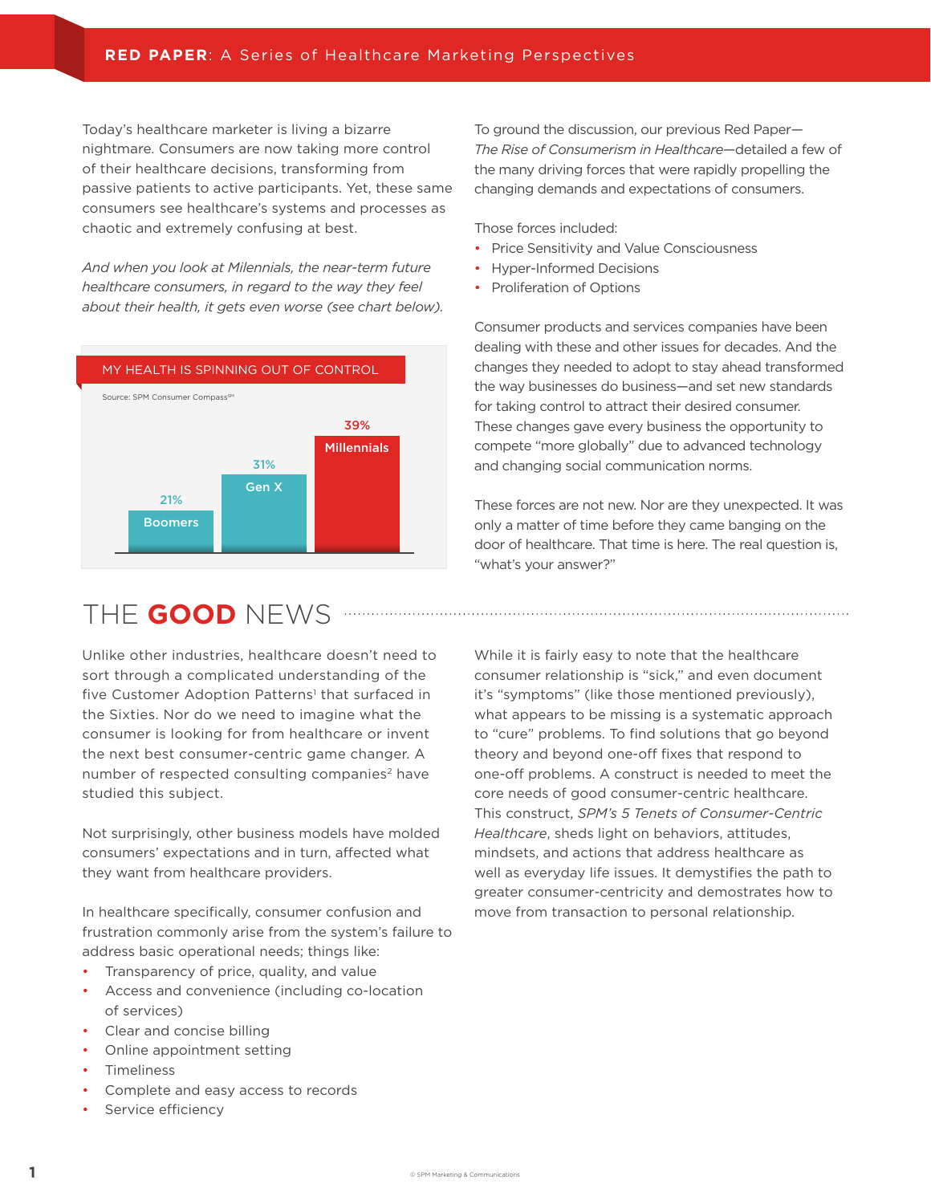Today's healthcare marketer is living a bizarre nightmare. Consumers are now taking more control of their healthcare decisions, transforming from passive patients to active participants. Yet, these same consumers see healthcare's systems and processes as chaotic and extremely confusing at best.

*And when you look at Millennials, the near-term future healthcare consumers, in regard to the way they feel about their health, it gets even worse (see chart below).*

**MY HEALTH IS SPINNING OUT OF CONTROL**

Source: SPM Consumer Compass℠

| Generation | Percentage |
| --- | --- |
| Boomers | 21% |
| Gen X | 31% |
| Millennials | 39% |

To ground the discussion, our previous Red Paper—*The Rise of Consumerism in Healthcare*—detailed a few of the many driving forces that were rapidly propelling the changing demands and expectations of consumers.

Those forces included:

- Price Sensitivity and Value Consciousness
- Hyper-Informed Decisions
- Proliferation of Options

Consumer products and services companies have been dealing with these and other issues for decades. And the changes they needed to adopt to stay ahead transformed the way businesses do business—and set new standards for taking control to attract their desired consumer. These changes gave every business the opportunity to compete "more globally" due to advanced technology and changing social communication norms.

These forces are not new. Nor are they unexpected. It was only a matter of time before they came banging on the door of healthcare. That time is here. The real question is, "what's your answer?"

## THE **GOOD** NEWS

Unlike other industries, healthcare doesn't need to sort through a complicated understanding of the five Customer Adoption Patterns[1] that surfaced in the Sixties. Nor do we need to imagine what the consumer is looking for from healthcare or invent the next best consumer-centric game changer. A number of respected consulting companies[2] have studied this subject.

Not surprisingly, other business models have molded consumers' expectations and in turn, affected what they want from healthcare providers.

In healthcare specifically, consumer confusion and frustration commonly arise from the system's failure to address basic operational needs; things like:

- Transparency of price, quality, and value
- Access and convenience (including co-location of services)
- Clear and concise billing
- Online appointment setting
- Timeliness
- Complete and easy access to records
- Service efficiency

While it is fairly easy to note that the healthcare consumer relationship is "sick," and even document it's "symptoms" (like those mentioned previously), what appears to be missing is a systematic approach to "cure" problems. To find solutions that go beyond theory and beyond one-off fixes that respond to one-off problems. A construct is needed to meet the core needs of good consumer-centric healthcare. This construct, *SPM's 5 Tenets of Consumer-Centric Healthcare*, sheds light on behaviors, attitudes, mindsets, and actions that address healthcare as well as everyday life issues. It demystifies the path to greater consumer-centricity and demostrates how to move from transaction to personal relationship.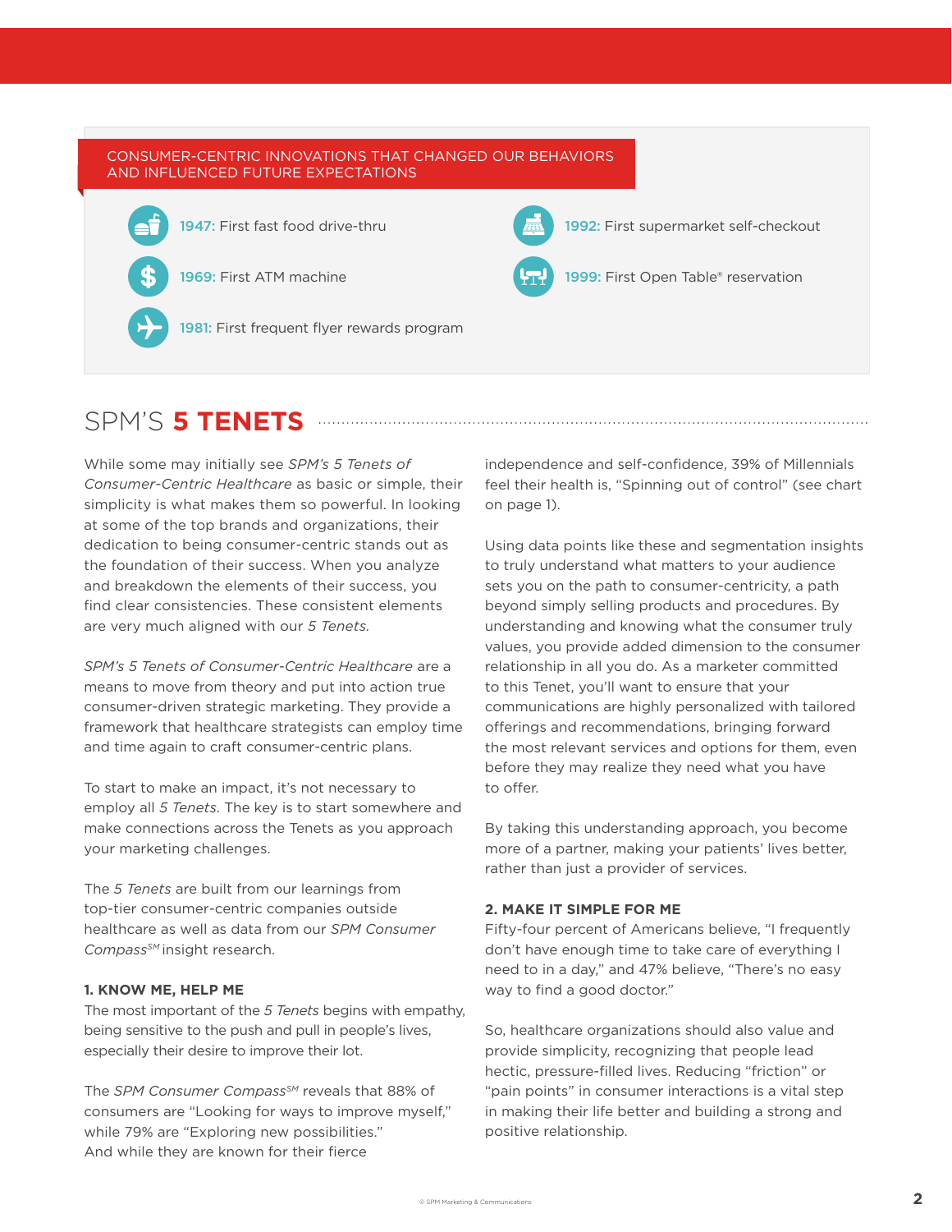## CONSUMER-CENTRIC INNOVATIONS THAT CHANGED OUR BEHAVIORS AND INFLUENCED FUTURE EXPECTATIONS

- **1947:** First fast food drive-thru
- **1969:** First ATM machine
- **1981:** First frequent flyer rewards program
- **1992:** First supermarket self-checkout
- **1999:** First Open Table® reservation

# SPM'S **5 TENETS**

While some may initially see *SPM's 5 Tenets of Consumer-Centric Healthcare* as basic or simple, their simplicity is what makes them so powerful. In looking at some of the top brands and organizations, their dedication to being consumer-centric stands out as the foundation of their success. When you analyze and breakdown the elements of their success, you find clear consistencies. These consistent elements are very much aligned with our *5 Tenets*.

*SPM's 5 Tenets of Consumer-Centric Healthcare* are a means to move from theory and put into action true consumer-driven strategic marketing. They provide a framework that healthcare strategists can employ time and time again to craft consumer-centric plans.

To start to make an impact, it's not necessary to employ all *5 Tenets*. The key is to start somewhere and make connections across the Tenets as you approach your marketing challenges.

The *5 Tenets* are built from our learnings from top-tier consumer-centric companies outside healthcare as well as data from our *SPM Consumer Compass*[SM] insight research.

### 1. KNOW ME, HELP ME

The most important of the *5 Tenets* begins with empathy, being sensitive to the push and pull in people's lives, especially their desire to improve their lot.

The *SPM Consumer Compass*[SM] reveals that 88% of consumers are "Looking for ways to improve myself," while 79% are "Exploring new possibilities." And while they are known for their fierce independence and self-confidence, 39% of Millennials feel their health is, "Spinning out of control" (see chart on page 1).

Using data points like these and segmentation insights to truly understand what matters to your audience sets you on the path to consumer-centricity, a path beyond simply selling products and procedures. By understanding and knowing what the consumer truly values, you provide added dimension to the consumer relationship in all you do. As a marketer committed to this Tenet, you'll want to ensure that your communications are highly personalized with tailored offerings and recommendations, bringing forward the most relevant services and options for them, even before they may realize they need what you have to offer.

By taking this understanding approach, you become more of a partner, making your patients' lives better, rather than just a provider of services.

### 2. MAKE IT SIMPLE FOR ME

Fifty-four percent of Americans believe, "I frequently don't have enough time to take care of everything I need to in a day," and 47% believe, "There's no easy way to find a good doctor."

So, healthcare organizations should also value and provide simplicity, recognizing that people lead hectic, pressure-filled lives. Reducing "friction" or "pain points" in consumer interactions is a vital step in making their life better and building a strong and positive relationship.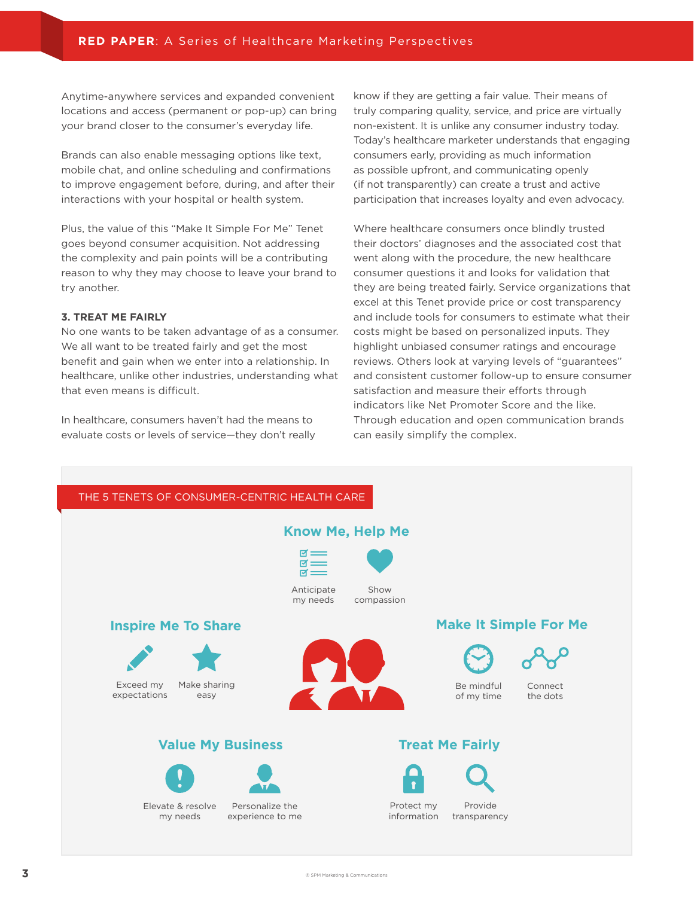Anytime-anywhere services and expanded convenient locations and access (permanent or pop-up) can bring your brand closer to the consumer's everyday life.

Brands can also enable messaging options like text, mobile chat, and online scheduling and confirmations to improve engagement before, during, and after their interactions with your hospital or health system.

Plus, the value of this "Make It Simple For Me" Tenet goes beyond consumer acquisition. Not addressing the complexity and pain points will be a contributing reason to why they may choose to leave your brand to try another.

### 3. TREAT ME FAIRLY

No one wants to be taken advantage of as a consumer. We all want to be treated fairly and get the most benefit and gain when we enter into a relationship. In healthcare, unlike other industries, understanding what that even means is difficult.

In healthcare, consumers haven't had the means to evaluate costs or levels of service—they don't really know if they are getting a fair value. Their means of truly comparing quality, service, and price are virtually non-existent. It is unlike any consumer industry today. Today's healthcare marketer understands that engaging consumers early, providing as much information as possible upfront, and communicating openly (if not transparently) can create a trust and active participation that increases loyalty and even advocacy.

Where healthcare consumers once blindly trusted their doctors' diagnoses and the associated cost that went along with the procedure, the new healthcare consumer questions it and looks for validation that they are being treated fairly. Service organizations that excel at this Tenet provide price or cost transparency and include tools for consumers to estimate what their costs might be based on personalized inputs. They highlight unbiased consumer ratings and encourage reviews. Others look at varying levels of "guarantees" and consistent customer follow-up to ensure consumer satisfaction and measure their efforts through indicators like Net Promoter Score and the like. Through education and open communication brands can easily simplify the complex.

## THE 5 TENETS OF CONSUMER-CENTRIC HEALTH CARE

**Know Me, Help Me**
- Anticipate my needs
- Show compassion

**Inspire Me To Share**
- Exceed my expectations
- Make sharing easy

**Make It Simple For Me**
- Be mindful of my time
- Connect the dots

**Value My Business**
- Elevate & resolve my needs
- Personalize the experience to me

**Treat Me Fairly**
- Protect my information
- Provide transparency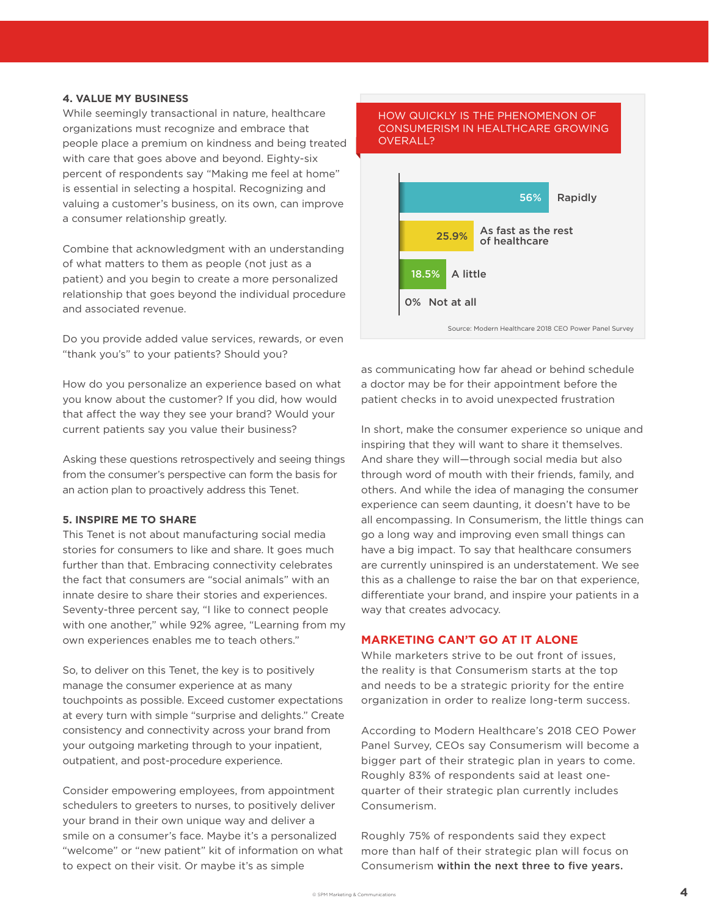### 4. VALUE MY BUSINESS

While seemingly transactional in nature, healthcare organizations must recognize and embrace that people place a premium on kindness and being treated with care that goes above and beyond. Eighty-six percent of respondents say "Making me feel at home" is essential in selecting a hospital. Recognizing and valuing a customer's business, on its own, can improve a consumer relationship greatly.

Combine that acknowledgment with an understanding of what matters to them as people (not just as a patient) and you begin to create a more personalized relationship that goes beyond the individual procedure and associated revenue.

Do you provide added value services, rewards, or even "thank you's" to your patients? Should you?

How do you personalize an experience based on what you know about the customer? If you did, how would that affect the way they see your brand? Would your current patients say you value their business?

Asking these questions retrospectively and seeing things from the consumer's perspective can form the basis for an action plan to proactively address this Tenet.

### 5. INSPIRE ME TO SHARE

This Tenet is not about manufacturing social media stories for consumers to like and share. It goes much further than that. Embracing connectivity celebrates the fact that consumers are "social animals" with an innate desire to share their stories and experiences. Seventy-three percent say, "I like to connect people with one another," while 92% agree, "Learning from my own experiences enables me to teach others."

So, to deliver on this Tenet, the key is to positively manage the consumer experience at as many touchpoints as possible. Exceed customer expectations at every turn with simple "surprise and delights." Create consistency and connectivity across your brand from your outgoing marketing through to your inpatient, outpatient, and post-procedure experience.

Consider empowering employees, from appointment schedulers to greeters to nurses, to positively deliver your brand in their own unique way and deliver a smile on a consumer's face. Maybe it's a personalized "welcome" or "new patient" kit of information on what to expect on their visit. Or maybe it's as simple as communicating how far ahead or behind schedule a doctor may be for their appointment before the patient checks in to avoid unexpected frustration

**HOW QUICKLY IS THE PHENOMENON OF CONSUMERISM IN HEALTHCARE GROWING OVERALL?**

| Response | Percentage |
|---|---|
| Rapidly | 56% |
| As fast as the rest of healthcare | 25.9% |
| A little | 18.5% |
| Not at all | 0% |

Source: Modern Healthcare 2018 CEO Power Panel Survey

In short, make the consumer experience so unique and inspiring that they will want to share it themselves. And share they will—through social media but also through word of mouth with their friends, family, and others. And while the idea of managing the consumer experience can seem daunting, it doesn't have to be all encompassing. In Consumerism, the little things can go a long way and improving even small things can have a big impact. To say that healthcare consumers are currently uninspired is an understatement. We see this as a challenge to raise the bar on that experience, differentiate your brand, and inspire your patients in a way that creates advocacy.

## MARKETING CAN'T GO AT IT ALONE

While marketers strive to be out front of issues, the reality is that Consumerism starts at the top and needs to be a strategic priority for the entire organization in order to realize long-term success.

According to Modern Healthcare's 2018 CEO Power Panel Survey, CEOs say Consumerism will become a bigger part of their strategic plan in years to come. Roughly 83% of respondents said at least one-quarter of their strategic plan currently includes Consumerism.

Roughly 75% of respondents said they expect more than half of their strategic plan will focus on Consumerism **within the next three to five years.**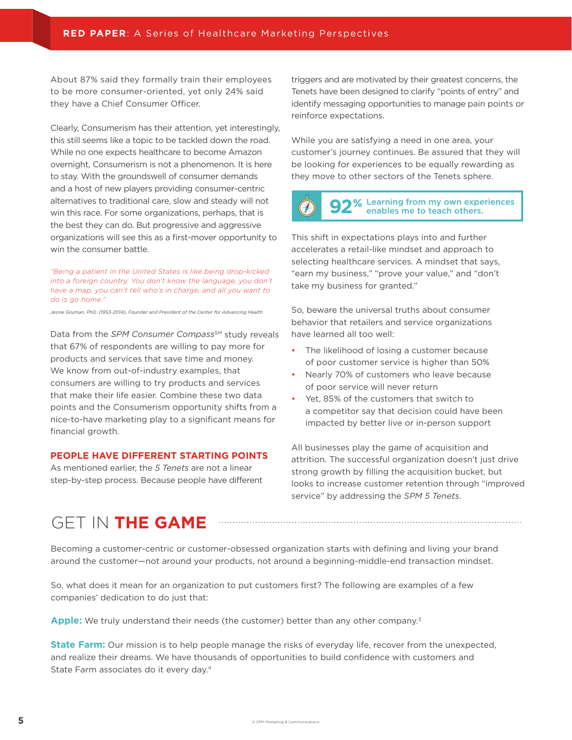About 87% said they formally train their employees to be more consumer-oriented, yet only 24% said they have a Chief Consumer Officer.

Clearly, Consumerism has their attention, yet interestingly, this still seems like a topic to be tackled down the road. While no one expects healthcare to become Amazon overnight, Consumerism is not a phenomenon. It is here to stay. With the groundswell of consumer demands and a host of new players providing consumer-centric alternatives to traditional care, slow and steady will not win this race. For some organizations, perhaps, that is the best they can do. But progressive and aggressive organizations will see this as a first-mover opportunity to win the consumer battle.

*"Being a patient in the United States is like being drop-kicked into a foreign country. You don't know the language, you don't have a map, you can't tell who's in charge, and all you want to do is go home."*

*Jessie Gruman, PhD. (1953-2014), Founder and President of the Center for Advancing Health*

Data from the *SPM Consumer Compass*[SM] study reveals that 67% of respondents are willing to pay more for products and services that save time and money. We know from out-of-industry examples, that consumers are willing to try products and services that make their life easier. Combine these two data points and the Consumerism opportunity shifts from a nice-to-have marketing play to a significant means for financial growth.

### PEOPLE HAVE DIFFERENT STARTING POINTS

As mentioned earlier, the *5 Tenets* are not a linear step-by-step process. Because people have different triggers and are motivated by their greatest concerns, the Tenets have been designed to clarify "points of entry" and identify messaging opportunities to manage pain points or reinforce expectations.

While you are satisfying a need in one area, your customer's journey continues. Be assured that they will be looking for experiences to be equally rewarding as they move to other sectors of the Tenets sphere.

**92%** Learning from my own experiences enables me to teach others.

This shift in expectations plays into and further accelerates a retail-like mindset and approach to selecting healthcare services. A mindset that says, "earn my business," "prove your value," and "don't take my business for granted."

So, beware the universal truths about consumer behavior that retailers and service organizations have learned all too well:

- The likelihood of losing a customer because of poor customer service is higher than 50%
- Nearly 70% of customers who leave because of poor service will never return
- Yet, 85% of the customers that switch to a competitor say that decision could have been impacted by better live or in-person support

All businesses play the game of acquisition and attrition. The successful organization doesn't just drive strong growth by filling the acquisition bucket, but looks to increase customer retention through "improved service" by addressing the *SPM 5 Tenets*.

## GET IN **THE GAME**

Becoming a customer-centric or customer-obsessed organization starts with defining and living your brand around the customer—not around your products, not around a beginning-middle-end transaction mindset.

So, what does it mean for an organization to put customers first? The following are examples of a few companies' dedication to do just that:

**Apple:** We truly understand their needs (the customer) better than any other company.[3]

**State Farm:** Our mission is to help people manage the risks of everyday life, recover from the unexpected, and realize their dreams. We have thousands of opportunities to build confidence with customers and State Farm associates do it every day.[4]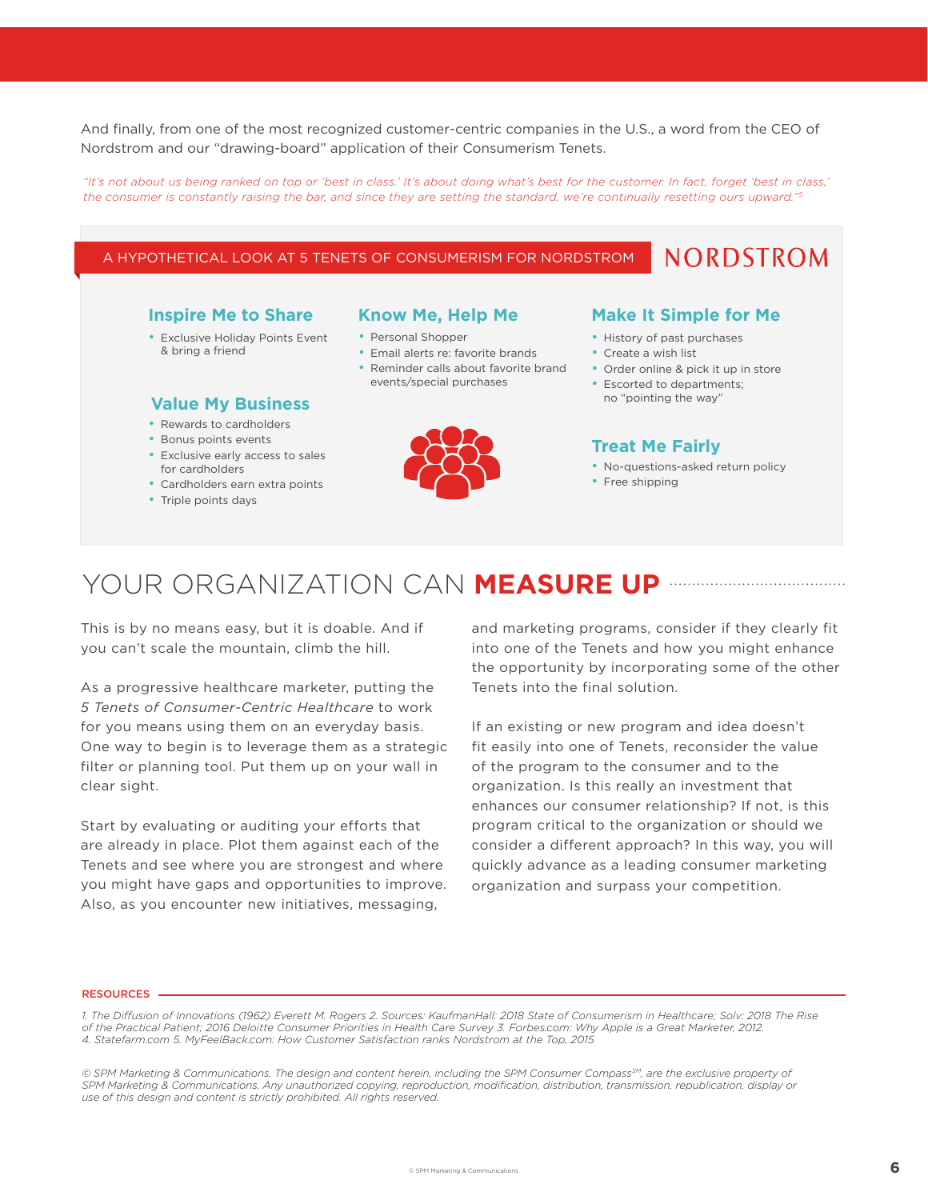And finally, from one of the most recognized customer-centric companies in the U.S., a word from the CEO of Nordstrom and our "drawing-board" application of their Consumerism Tenets.

*"It's not about us being ranked on top or 'best in class.' It's about doing what's best for the customer. In fact, forget 'best in class,' the consumer is constantly raising the bar, and since they are setting the standard, we're continually resetting ours upward."*[5]

## A HYPOTHETICAL LOOK AT 5 TENETS OF CONSUMERISM FOR NORDSTROM

NORDSTROM

### Inspire Me to Share

- Exclusive Holiday Points Event & bring a friend

### Value My Business

- Rewards to cardholders
- Bonus points events
- Exclusive early access to sales for cardholders
- Cardholders earn extra points
- Triple points days

### Know Me, Help Me

- Personal Shopper
- Email alerts re: favorite brands
- Reminder calls about favorite brand events/special purchases

### Make It Simple for Me

- History of past purchases
- Create a wish list
- Order online & pick it up in store
- Escorted to departments; no "pointing the way"

### Treat Me Fairly

- No-questions-asked return policy
- Free shipping

## YOUR ORGANIZATION CAN **MEASURE UP**

This is by no means easy, but it is doable. And if you can't scale the mountain, climb the hill.

As a progressive healthcare marketer, putting the *5 Tenets of Consumer-Centric Healthcare* to work for you means using them on an everyday basis. One way to begin is to leverage them as a strategic filter or planning tool. Put them up on your wall in clear sight.

Start by evaluating or auditing your efforts that are already in place. Plot them against each of the Tenets and see where you are strongest and where you might have gaps and opportunities to improve. Also, as you encounter new initiatives, messaging, and marketing programs, consider if they clearly fit into one of the Tenets and how you might enhance the opportunity by incorporating some of the other Tenets into the final solution.

If an existing or new program and idea doesn't fit easily into one of Tenets, reconsider the value of the program to the consumer and to the organization. Is this really an investment that enhances our consumer relationship? If not, is this program critical to the organization or should we consider a different approach? In this way, you will quickly advance as a leading consumer marketing organization and surpass your competition.

**RESOURCES**

*1. The Diffusion of Innovations (1962) Everett M. Rogers 2. Sources: KaufmanHall: 2018 State of Consumerism in Healthcare; Solv: 2018 The Rise of the Practical Patient; 2016 Deloitte Consumer Priorities in Health Care Survey 3. Forbes.com: Why Apple is a Great Marketer, 2012. 4. Statefarm.com 5. MyFeelBack.com: How Customer Satisfaction ranks Nordstrom at the Top, 2015*

*© SPM Marketing & Communications. The design and content herein, including the SPM Consumer Compass℠, are the exclusive property of SPM Marketing & Communications. Any unauthorized copying, reproduction, modification, distribution, transmission, republication, display or use of this design and content is strictly prohibited. All rights reserved.*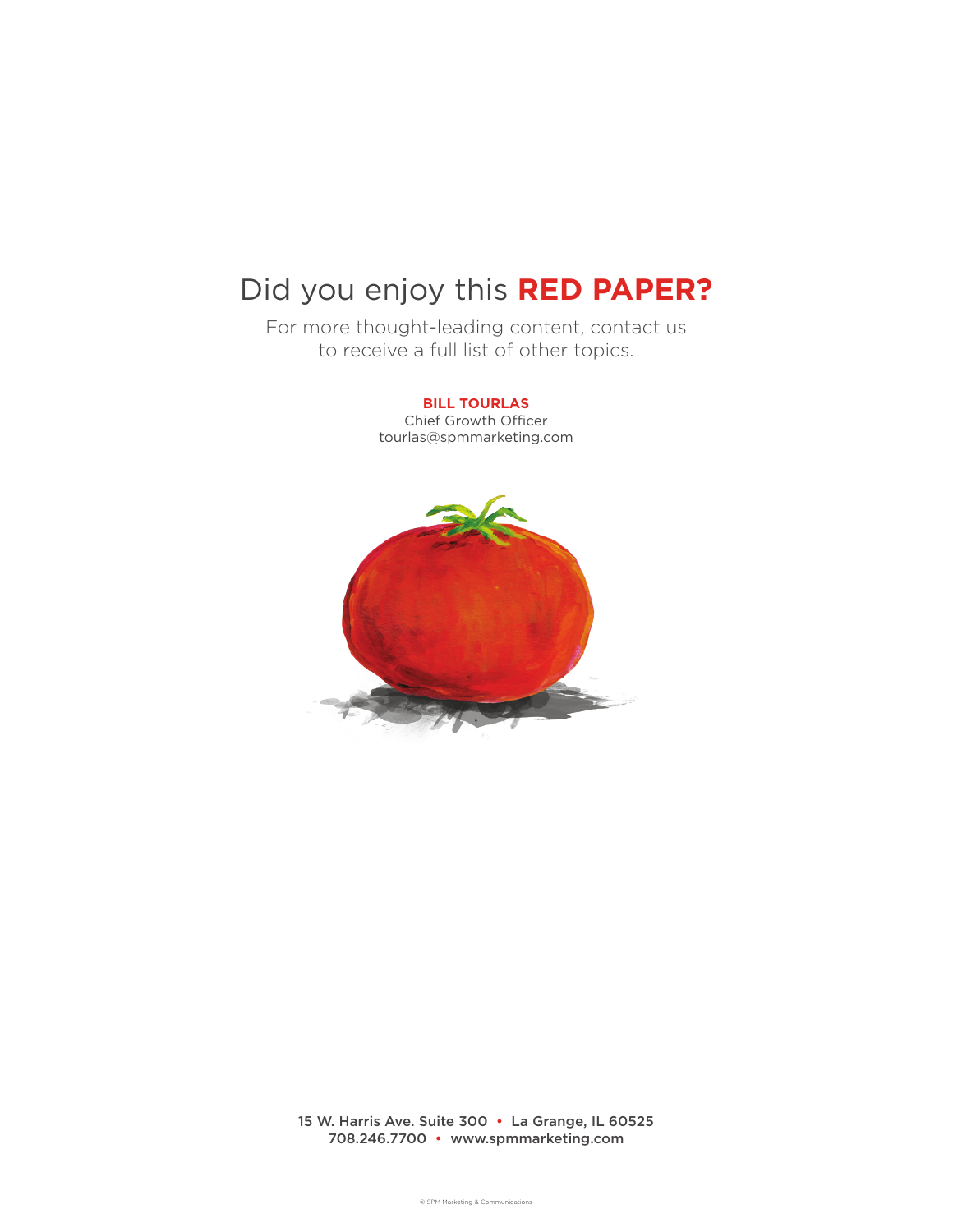# Did you enjoy this **RED PAPER?**

For more thought-leading content, contact us to receive a full list of other topics.

**BILL TOURLAS**
Chief Growth Officer
tourlas@spmmarketing.com

15 W. Harris Ave. Suite 300 • La Grange, IL 60525
708.246.7700 • www.spmmarketing.com

© SPM Marketing & Communications